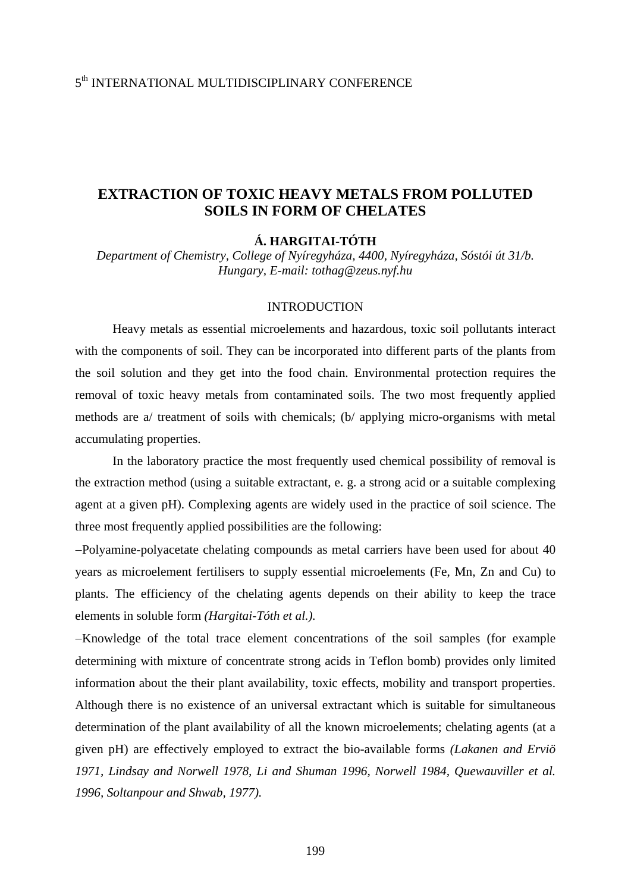# EXTRACTION OF TOXIC HEAVY METALS FROM POLLUTED SOILS IN FORM OF CHELATES

**Á. HARGITAI-TÓTH**

*Department of Chemistry, College of Nyíregyháza, 4400, Nyíregyháza, Sóstói út 31/b. Hungary, E-mail: tothag@zeus.nyf.hu*

## INTRODUCTION

Heavy metals as essential microelements and hazardous, toxic soil pollutants interact with the components of soil. They can be incorporated into different parts of the plants from the soil solution and they get into the food chain. Environmental protection requires the removal of toxic heavy metals from contaminated soils. The two most frequently applied methods are a/ treatment of soils with chemicals; (b/ applying micro-organisms with metal accumulating properties.

In the laboratory practice the most frequently used chemical possibility of removal is the extraction method (using a suitable extractant, e. g. a strong acid or a suitable complexing agent at a given pH). Complexing agents are widely used in the practice of soil science. The three most frequently applied possibilities are the following:

–Polyamine-polyacetate chelating compounds as metal carriers have been used for about 40 years as microelement fertilisers to supply essential microelements (Fe, Mn, Zn and Cu) to plants. The efficiency of the chelating agents depends on their ability to keep the trace elements in soluble form *(Hargitai-Tóth et al.).*

–Knowledge of the total trace element concentrations of the soil samples (for example determining with mixture of concentrate strong acids in Teflon bomb) provides only limited information about the their plant availability, toxic effects, mobility and transport properties. Although there is no existence of an universal extractant which is suitable for simultaneous determination of the plant availability of all the known microelements; chelating agents (at a given pH) are effectively employed to extract the bio-available forms *(Lakanen and Erviö 1971, Lindsay and Norwell 1978, Li and Shuman 1996, Norwell 1984, Quewauviller et al. 1996, Soltanpour and Shwab, 1977).*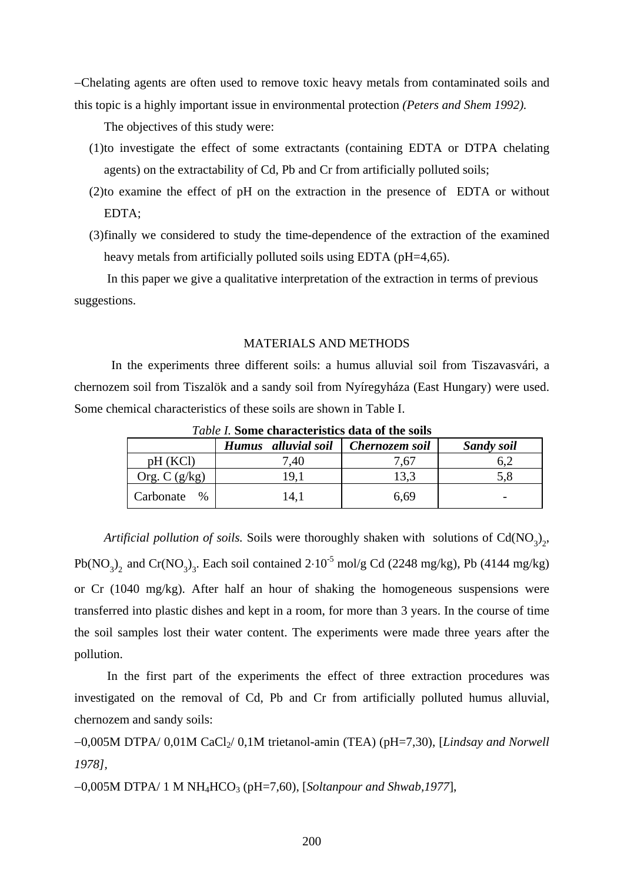–Chelating agents are often used to remove toxic heavy metals from contaminated soils and this topic is a highly important issue in environmental protection *(Peters and Shem 1992).*

The objectives of this study were:

(1) to investigate the effect of some extractants (containing EDTA or DTPA chelating agents) on the extractability of Cd, Pb and Cr from artificially polluted soils;

(2) to examine the effect of pH on the extraction in the presence of EDTA or without EDTA;

(3) finally we considered to study the time-dependence of the extraction of the examined heavy metals from artificially polluted soils using EDTA (pH=4,65).

In this paper we give a qualitative interpretation of the extraction in terms of previous suggestions.

## MATERIALS AND METHODS

In the experiments three different soils: a humus alluvial soil from Tiszavasvári, a chernozem soil from Tiszalök and a sandy soil from Nyíregyháza (East Hungary) were used. Some chemical characteristics of these soils are shown in Table I.

*Table I.* **Some characteristics data of the soils**

| | ***Humus alluvial soil*** | ***Chernozem soil*** | ***Sandy soil*** |
|---|---|---|---|
| pH (KCl) | 7,40 | 7,67 | 6,2 |
| Org. C (g/kg) | 19,1 | 13,3 | 5,8 |
| Carbonate % | 14,1 | 6,69 | - |

*Artificial pollution of soils.* Soils were thoroughly shaken with solutions of $Cd(NO_3)_2$, $Pb(NO_3)_2$ and $Cr(NO_3)_3$. Each soil contained $2 \cdot 10^{-5}$ mol/g Cd (2248 mg/kg), Pb (4144 mg/kg) or Cr (1040 mg/kg). After half an hour of shaking the homogeneous suspensions were transferred into plastic dishes and kept in a room, for more than 3 years. In the course of time the soil samples lost their water content. The experiments were made three years after the pollution.

In the first part of the experiments the effect of three extraction procedures was investigated on the removal of Cd, Pb and Cr from artificially polluted humus alluvial, chernozem and sandy soils:

–0,005M DTPA/ 0,01M $CaCl_2$/ 0,1M trietanol-amin (TEA) (pH=7,30), [*Lindsay and Norwell 1978],*

–0,005M DTPA/ 1 M $NH_4HCO_3$ (pH=7,60), [*Soltanpour and Shwab,1977*],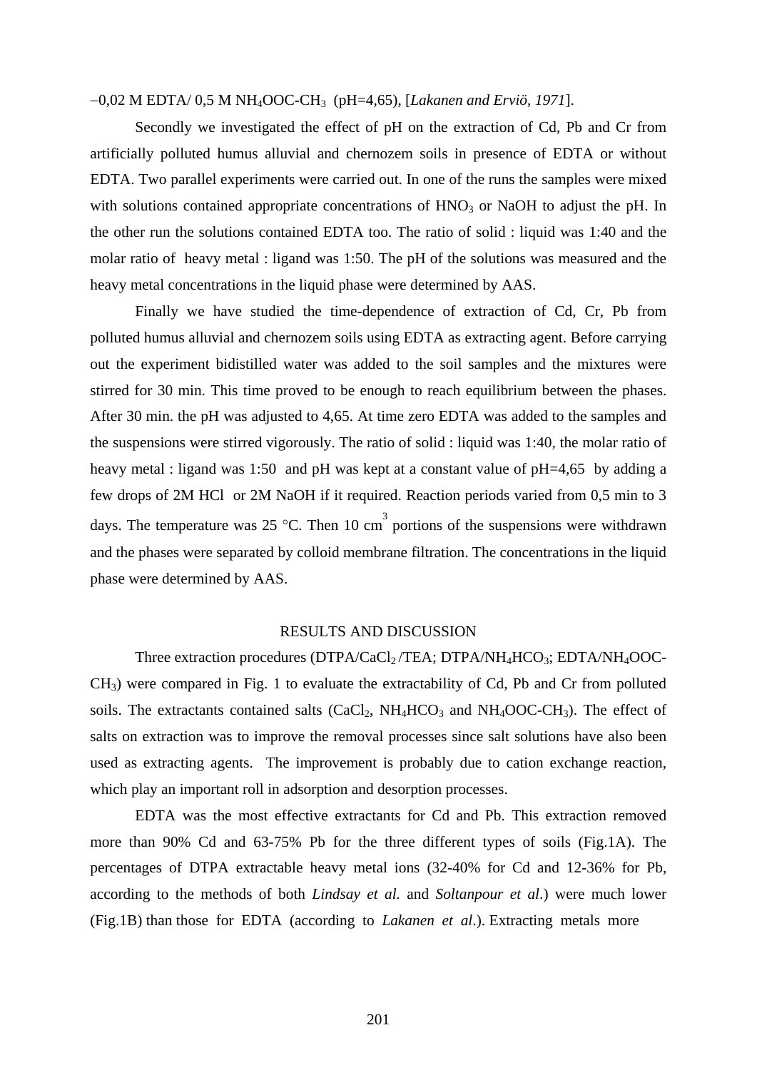–0,02 M EDTA/ 0,5 M $NH_4OOC\text{-}CH_3$ (pH=4,65), [*Lakanen and Erviö, 1971*].

Secondly we investigated the effect of pH on the extraction of Cd, Pb and Cr from artificially polluted humus alluvial and chernozem soils in presence of EDTA or without EDTA. Two parallel experiments were carried out. In one of the runs the samples were mixed with solutions contained appropriate concentrations of $HNO_3$ or NaOH to adjust the pH. In the other run the solutions contained EDTA too. The ratio of solid : liquid was 1:40 and the molar ratio of heavy metal : ligand was 1:50. The pH of the solutions was measured and the heavy metal concentrations in the liquid phase were determined by AAS.

Finally we have studied the time-dependence of extraction of Cd, Cr, Pb from polluted humus alluvial and chernozem soils using EDTA as extracting agent. Before carrying out the experiment bidistilled water was added to the soil samples and the mixtures were stirred for 30 min. This time proved to be enough to reach equilibrium between the phases. After 30 min. the pH was adjusted to 4,65. At time zero EDTA was added to the samples and the suspensions were stirred vigorously. The ratio of solid : liquid was 1:40, the molar ratio of heavy metal : ligand was 1:50 and pH was kept at a constant value of pH=4,65 by adding a few drops of 2M HCl or 2M NaOH if it required. Reaction periods varied from 0,5 min to 3 days. The temperature was 25 °C. Then 10 $cm^3$ portions of the suspensions were withdrawn and the phases were separated by colloid membrane filtration. The concentrations in the liquid phase were determined by AAS.

## RESULTS AND DISCUSSION

Three extraction procedures (DTPA/$CaCl_2$/TEA; DTPA/$NH_4HCO_3$; EDTA/$NH_4OOC\text{-}CH_3$) were compared in Fig. 1 to evaluate the extractability of Cd, Pb and Cr from polluted soils. The extractants contained salts ($CaCl_2$, $NH_4HCO_3$ and $NH_4OOC\text{-}CH_3$). The effect of salts on extraction was to improve the removal processes since salt solutions have also been used as extracting agents. The improvement is probably due to cation exchange reaction, which play an important roll in adsorption and desorption processes.

EDTA was the most effective extractants for Cd and Pb. This extraction removed more than 90% Cd and 63-75% Pb for the three different types of soils (Fig.1A). The percentages of DTPA extractable heavy metal ions (32-40% for Cd and 12-36% for Pb, according to the methods of both *Lindsay et al.* and *Soltanpour et al*.) were much lower (Fig.1B) than those for EDTA (according to *Lakanen et al*.). Extracting metals more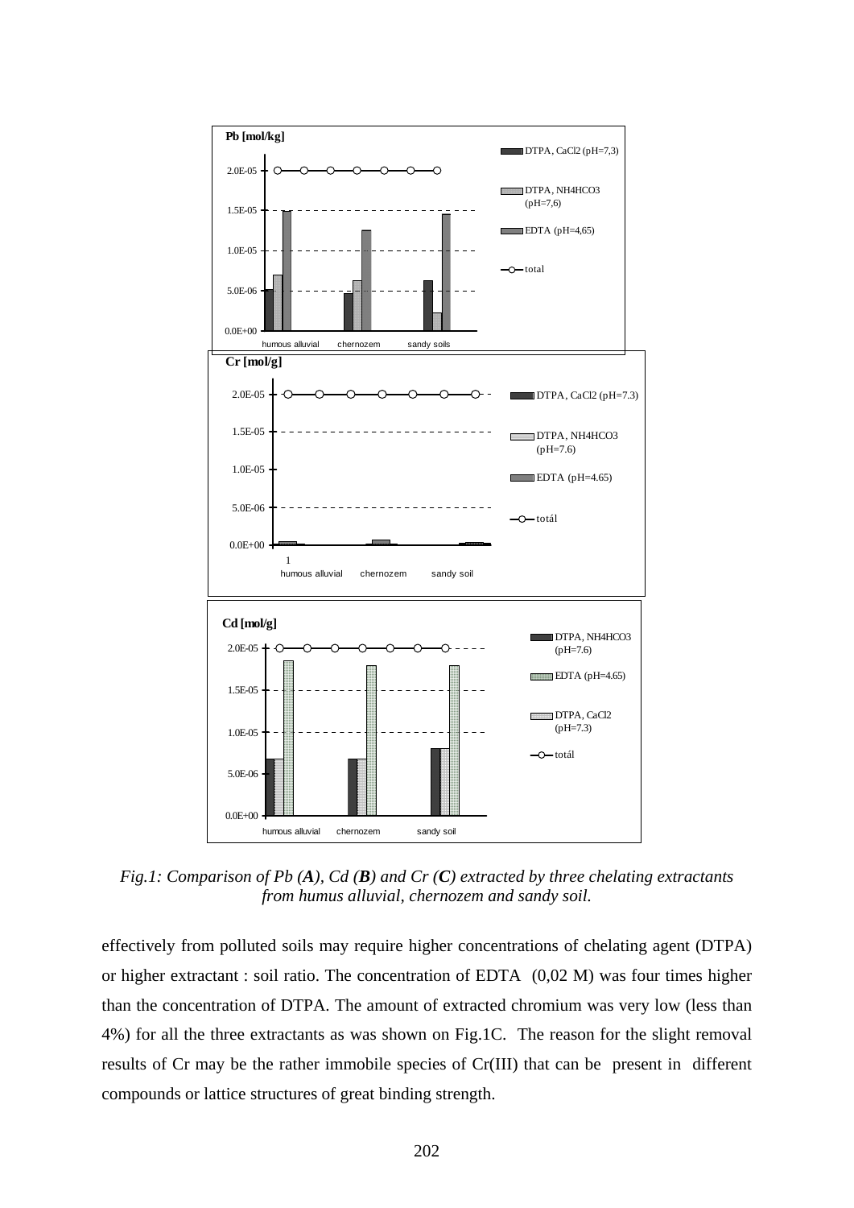*Fig.1: Comparison of Pb (**A**), Cd (**B**) and Cr (**C**) extracted by three chelating extractants from humus alluvial, chernozem and sandy soil.*

effectively from polluted soils may require higher concentrations of chelating agent (DTPA) or higher extractant : soil ratio. The concentration of EDTA (0,02 M) was four times higher than the concentration of DTPA. The amount of extracted chromium was very low (less than 4%) for all the three extractants as was shown on Fig.1C. The reason for the slight removal results of Cr may be the rather immobile species of Cr(III) that can be present in different compounds or lattice structures of great binding strength.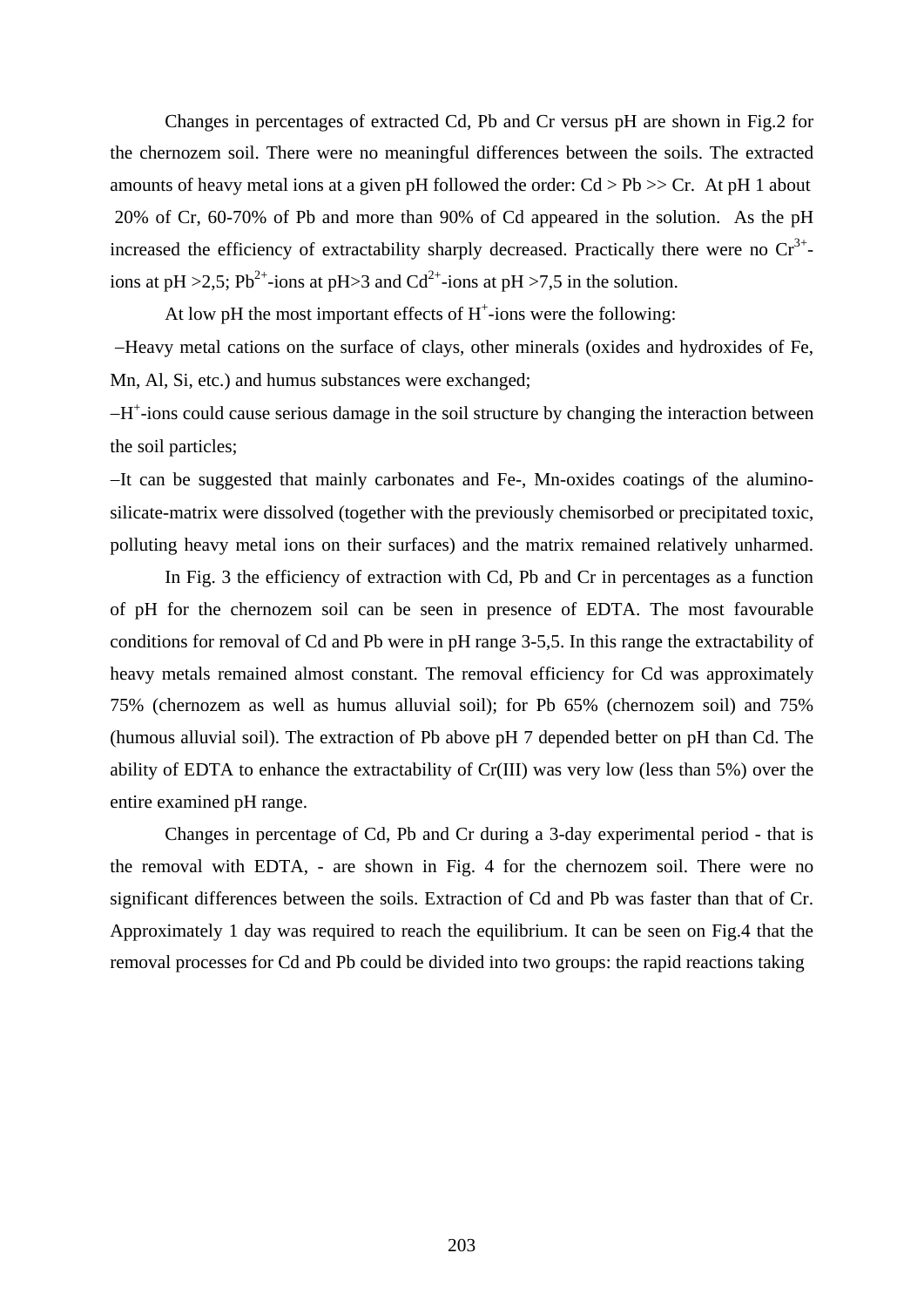Changes in percentages of extracted Cd, Pb and Cr versus pH are shown in Fig.2 for the chernozem soil. There were no meaningful differences between the soils. The extracted amounts of heavy metal ions at a given pH followed the order: Cd > Pb >> Cr. At pH 1 about 20% of Cr, 60-70% of Pb and more than 90% of Cd appeared in the solution. As the pH increased the efficiency of extractability sharply decreased. Practically there were no $Cr^{3+}$-ions at pH >2,5; $Pb^{2+}$-ions at pH>3 and $Cd^{2+}$-ions at pH >7,5 in the solution.

At low pH the most important effects of $H^+$-ions were the following:

–Heavy metal cations on the surface of clays, other minerals (oxides and hydroxides of Fe, Mn, Al, Si, etc.) and humus substances were exchanged;

–$H^+$-ions could cause serious damage in the soil structure by changing the interaction between the soil particles;

–It can be suggested that mainly carbonates and Fe-, Mn-oxides coatings of the alumino-silicate-matrix were dissolved (together with the previously chemisorbed or precipitated toxic, polluting heavy metal ions on their surfaces) and the matrix remained relatively unharmed.

In Fig. 3 the efficiency of extraction with Cd, Pb and Cr in percentages as a function of pH for the chernozem soil can be seen in presence of EDTA. The most favourable conditions for removal of Cd and Pb were in pH range 3-5,5. In this range the extractability of heavy metals remained almost constant. The removal efficiency for Cd was approximately 75% (chernozem as well as humus alluvial soil); for Pb 65% (chernozem soil) and 75% (humous alluvial soil). The extraction of Pb above pH 7 depended better on pH than Cd. The ability of EDTA to enhance the extractability of Cr(III) was very low (less than 5%) over the entire examined pH range.

Changes in percentage of Cd, Pb and Cr during a 3-day experimental period - that is the removal with EDTA, - are shown in Fig. 4 for the chernozem soil. There were no significant differences between the soils. Extraction of Cd and Pb was faster than that of Cr. Approximately 1 day was required to reach the equilibrium. It can be seen on Fig.4 that the removal processes for Cd and Pb could be divided into two groups: the rapid reactions taking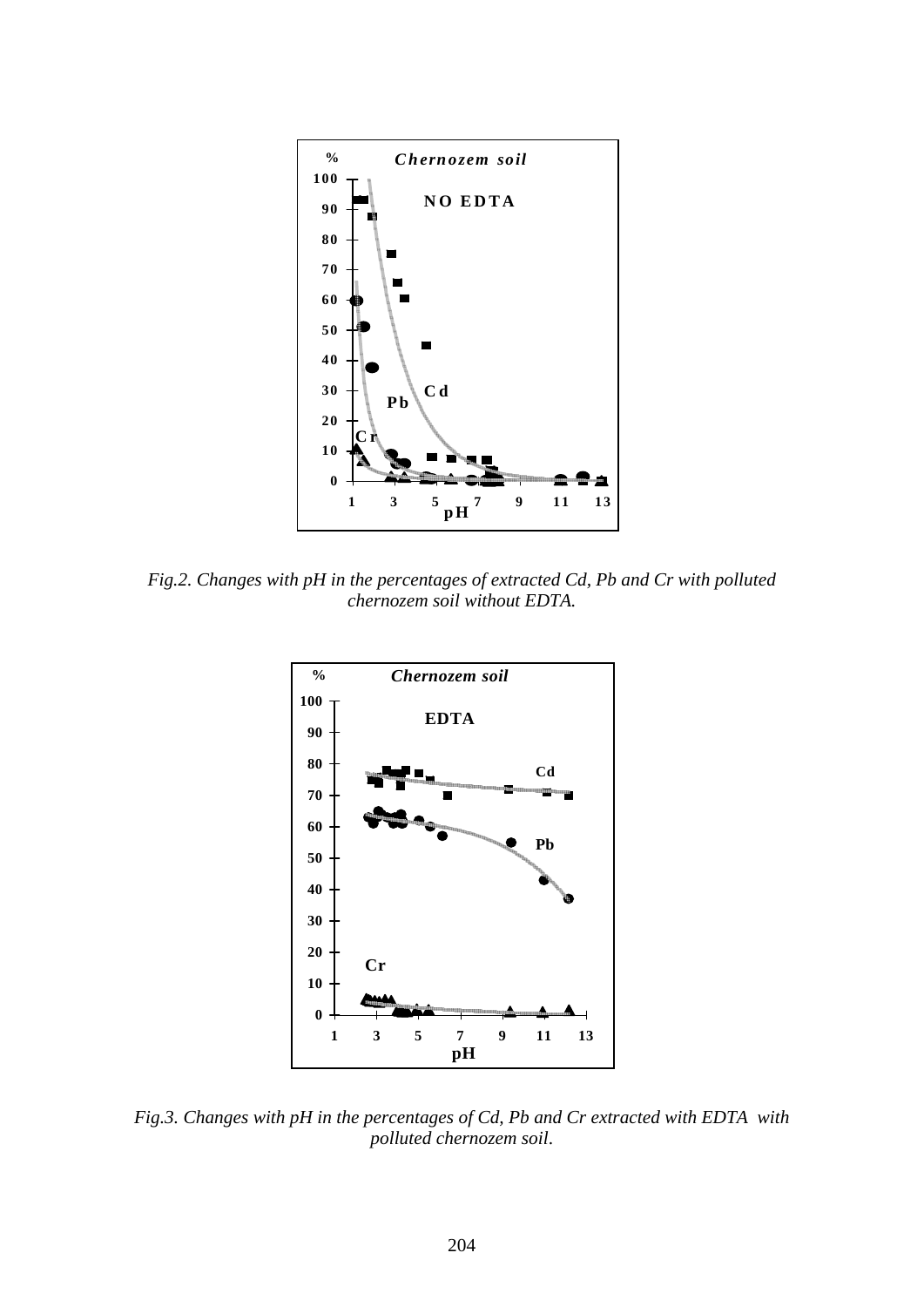*Fig.2. Changes with pH in the percentages of extracted Cd, Pb and Cr with polluted chernozem soil without EDTA.*

*Fig.3. Changes with pH in the percentages of Cd, Pb and Cr extracted with EDTA with polluted chernozem soil.*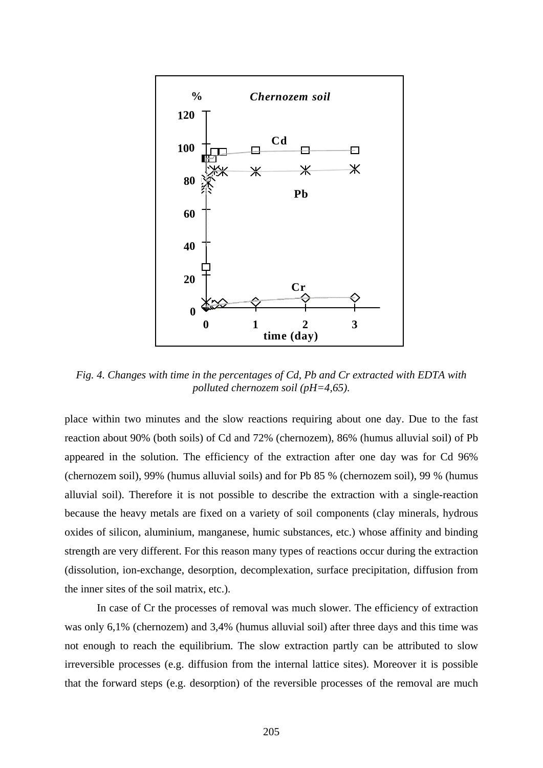*Fig. 4. Changes with time in the percentages of Cd, Pb and Cr extracted with EDTA with polluted chernozem soil (pH=4,65).*

place within two minutes and the slow reactions requiring about one day. Due to the fast reaction about 90% (both soils) of Cd and 72% (chernozem), 86% (humus alluvial soil) of Pb appeared in the solution. The efficiency of the extraction after one day was for Cd 96% (chernozem soil), 99% (humus alluvial soils) and for Pb 85 % (chernozem soil), 99 % (humus alluvial soil). Therefore it is not possible to describe the extraction with a single-reaction because the heavy metals are fixed on a variety of soil components (clay minerals, hydrous oxides of silicon, aluminium, manganese, humic substances, etc.) whose affinity and binding strength are very different. For this reason many types of reactions occur during the extraction (dissolution, ion-exchange, desorption, decomplexation, surface precipitation, diffusion from the inner sites of the soil matrix, etc.).

In case of Cr the processes of removal was much slower. The efficiency of extraction was only 6,1% (chernozem) and 3,4% (humus alluvial soil) after three days and this time was not enough to reach the equilibrium. The slow extraction partly can be attributed to slow irreversible processes (e.g. diffusion from the internal lattice sites). Moreover it is possible that the forward steps (e.g. desorption) of the reversible processes of the removal are much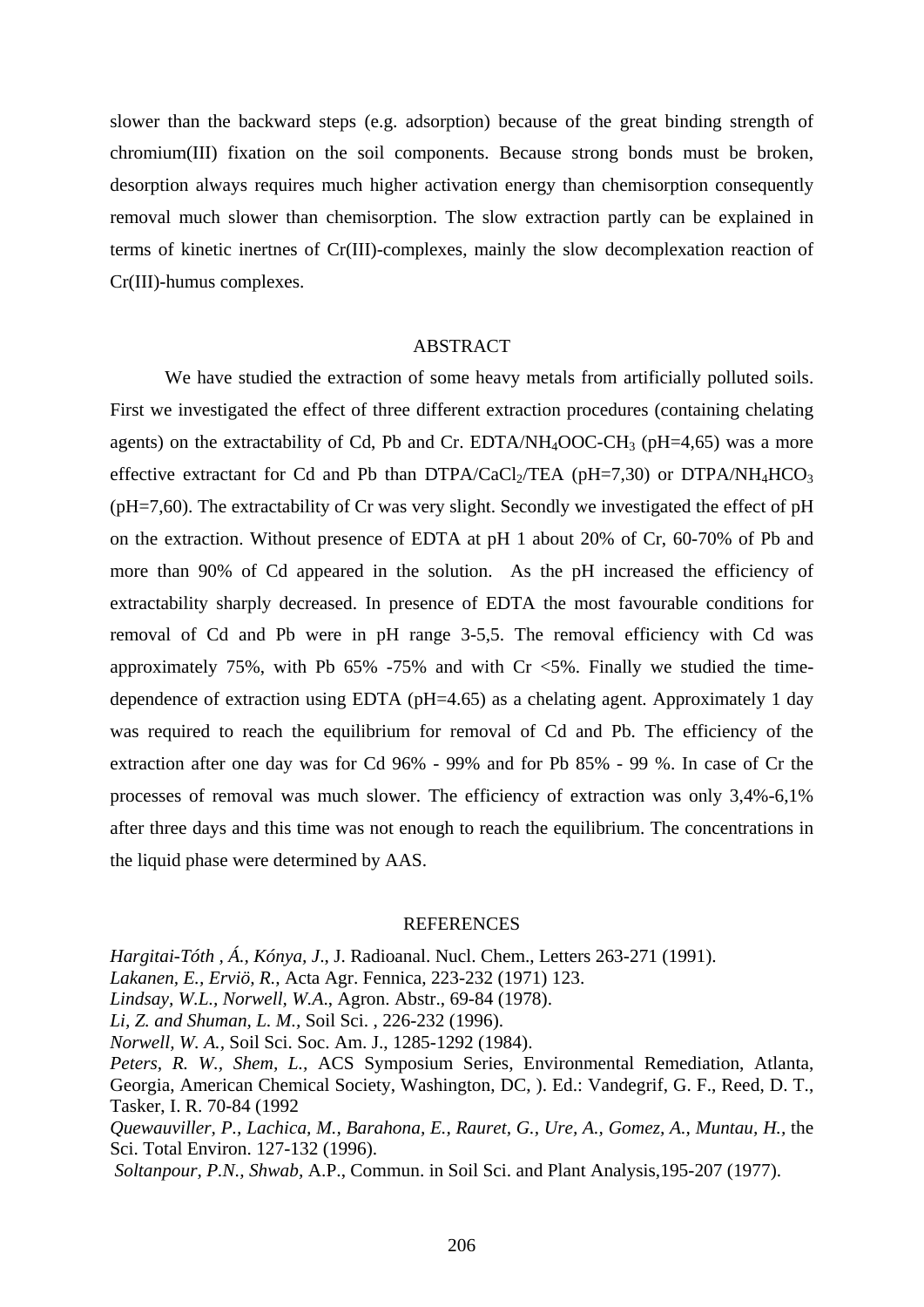slower than the backward steps (e.g. adsorption) because of the great binding strength of chromium(III) fixation on the soil components. Because strong bonds must be broken, desorption always requires much higher activation energy than chemisorption consequently removal much slower than chemisorption. The slow extraction partly can be explained in terms of kinetic inertnes of Cr(III)-complexes, mainly the slow decomplexation reaction of Cr(III)-humus complexes.

## ABSTRACT

We have studied the extraction of some heavy metals from artificially polluted soils. First we investigated the effect of three different extraction procedures (containing chelating agents) on the extractability of Cd, Pb and Cr. EDTA/$NH_4OOC$-$CH_3$ (pH=4,65) was a more effective extractant for Cd and Pb than DTPA/$CaCl_2$/TEA (pH=7,30) or DTPA/$NH_4HCO_3$ (pH=7,60). The extractability of Cr was very slight. Secondly we investigated the effect of pH on the extraction. Without presence of EDTA at pH 1 about 20% of Cr, 60-70% of Pb and more than 90% of Cd appeared in the solution. As the pH increased the efficiency of extractability sharply decreased. In presence of EDTA the most favourable conditions for removal of Cd and Pb were in pH range 3-5,5. The removal efficiency with Cd was approximately 75%, with Pb 65% -75% and with Cr <5%. Finally we studied the time-dependence of extraction using EDTA (pH=4.65) as a chelating agent. Approximately 1 day was required to reach the equilibrium for removal of Cd and Pb. The efficiency of the extraction after one day was for Cd 96% - 99% and for Pb 85% - 99 %. In case of Cr the processes of removal was much slower. The efficiency of extraction was only 3,4%-6,1% after three days and this time was not enough to reach the equilibrium. The concentrations in the liquid phase were determined by AAS.

## REFERENCES

*Hargitai-Tóth , Á., Kónya, J.*, J. Radioanal. Nucl. Chem., Letters 263-271 (1991).
*Lakanen, E., Erviö, R.*, Acta Agr. Fennica, 223-232 (1971) 123.
*Lindsay, W.L., Norwell, W.A.*, Agron. Abstr., 69-84 (1978).
*Li, Z. and Shuman, L. M.*, Soil Sci. , 226-232 (1996).
*Norwell, W. A.*, Soil Sci. Soc. Am. J., 1285-1292 (1984).
*Peters, R. W., Shem, L.*, ACS Symposium Series, Environmental Remediation, Atlanta, Georgia, American Chemical Society, Washington, DC, ). Ed.: Vandegrif, G. F., Reed, D. T., Tasker, I. R. 70-84 (1992
*Quewauviller, P., Lachica, M., Barahona, E., Rauret, G., Ure, A., Gomez, A., Muntau, H.*, the Sci. Total Environ. 127-132 (1996).
*Soltanpour, P.N., Shwab,* A.P., Commun. in Soil Sci. and Plant Analysis,195-207 (1977).